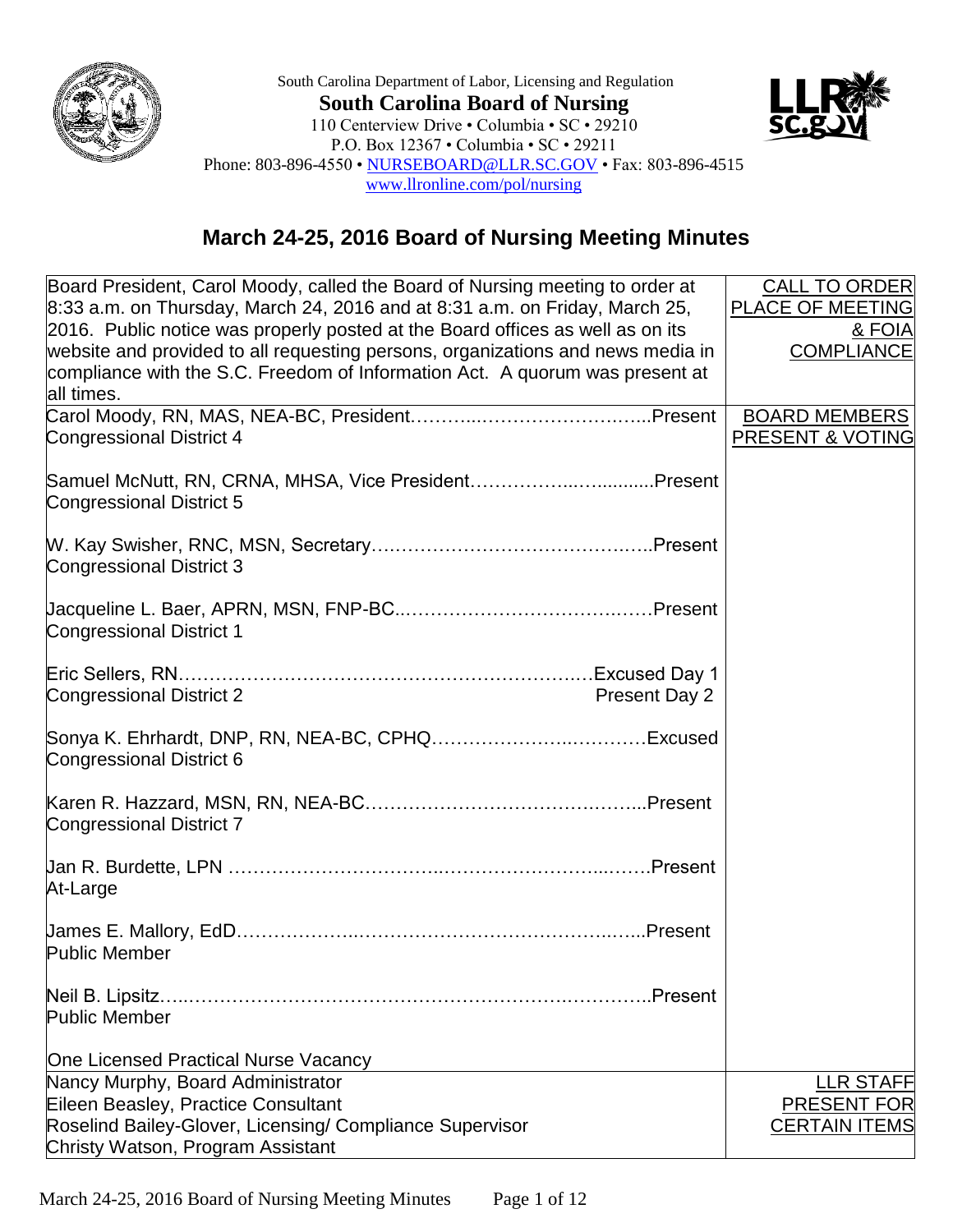South Carolina Department of Labor, Licensing and Regulation

**South Carolina Board of Nursing**

110 Centerview Drive • Columbia • SC • 29210
P.O. Box 12367 • Columbia • SC • 29211
Phone: 803-896-4550 • NURSEBOARD@LLR.SC.GOV • Fax: 803-896-4515
www.llronline.com/pol/nursing

# March 24-25, 2016 Board of Nursing Meeting Minutes

| | |
|---|---|
| Board President, Carol Moody, called the Board of Nursing meeting to order at 8:33 a.m. on Thursday, March 24, 2016 and at 8:31 a.m. on Friday, March 25, 2016. Public notice was properly posted at the Board offices as well as on its website and provided to all requesting persons, organizations and news media in compliance with the S.C. Freedom of Information Act. A quorum was present at all times. | CALL TO ORDER PLACE OF MEETING & FOIA COMPLIANCE |
| Carol Moody, RN, MAS, NEA-BC, President……………………………………Present<br>Congressional District 4<br><br>Samuel McNutt, RN, CRNA, MHSA, Vice President……………………………Present<br>Congressional District 5<br><br>W. Kay Swisher, RNC, MSN, Secretary……………………………………Present<br>Congressional District 3<br><br>Jacqueline L. Baer, APRN, MSN, FNP-BC……………………………………Present<br>Congressional District 1<br><br>Eric Sellers, RN……………………………………………………………Excused Day 1<br>Congressional District 2 Present Day 2<br><br>Sonya K. Ehrhardt, DNP, RN, NEA-BC, CPHQ…………………………………Excused<br>Congressional District 6<br><br>Karen R. Hazzard, MSN, RN, NEA-BC……………………………………Present<br>Congressional District 7<br><br>Jan R. Burdette, LPN ………………………………………………………Present<br>At-Large<br><br>James E. Mallory, EdD………………………………………………………Present<br>Public Member<br><br>Neil B. Lipsitz………………………………………………………………Present<br>Public Member<br><br>One Licensed Practical Nurse Vacancy | BOARD MEMBERS PRESENT & VOTING |
| Nancy Murphy, Board Administrator<br>Eileen Beasley, Practice Consultant<br>Roselind Bailey-Glover, Licensing/ Compliance Supervisor<br>Christy Watson, Program Assistant | LLR STAFF PRESENT FOR CERTAIN ITEMS |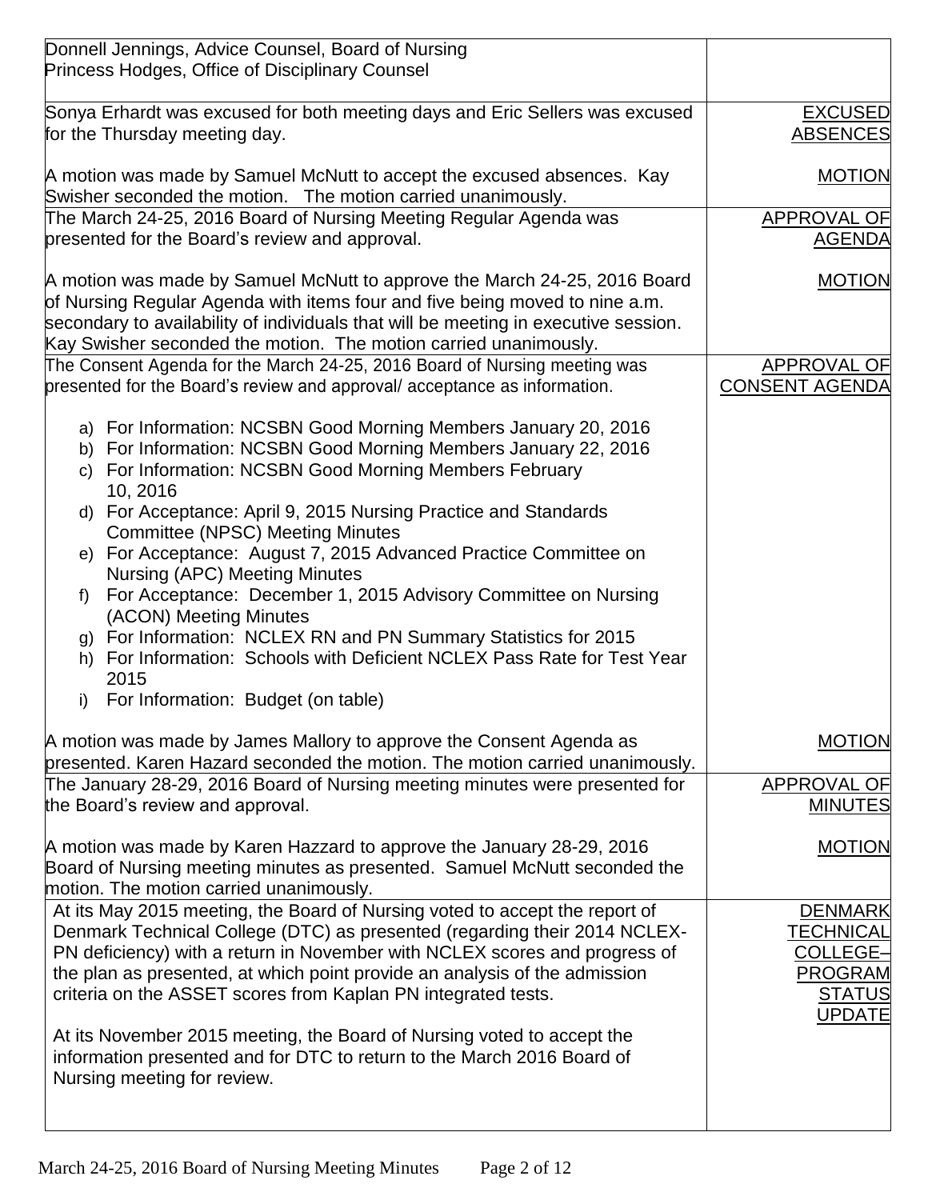| | |
|---|---|
| Donnell Jennings, Advice Counsel, Board of Nursing<br>Princess Hodges, Office of Disciplinary Counsel | |
| Sonya Erhardt was excused for both meeting days and Eric Sellers was excused for the Thursday meeting day.<br><br>A motion was made by Samuel McNutt to accept the excused absences. Kay Swisher seconded the motion. The motion carried unanimously. | EXCUSED ABSENCES<br><br>MOTION |
| The March 24-25, 2016 Board of Nursing Meeting Regular Agenda was presented for the Board's review and approval.<br><br>A motion was made by Samuel McNutt to approve the March 24-25, 2016 Board of Nursing Regular Agenda with items four and five being moved to nine a.m. secondary to availability of individuals that will be meeting in executive session. Kay Swisher seconded the motion. The motion carried unanimously. | APPROVAL OF AGENDA<br><br>MOTION |
| The Consent Agenda for the March 24-25, 2016 Board of Nursing meeting was presented for the Board's review and approval/ acceptance as information.<br><br>a) For Information: NCSBN Good Morning Members January 20, 2016<br>b) For Information: NCSBN Good Morning Members January 22, 2016<br>c) For Information: NCSBN Good Morning Members February 10, 2016<br>d) For Acceptance: April 9, 2015 Nursing Practice and Standards Committee (NPSC) Meeting Minutes<br>e) For Acceptance: August 7, 2015 Advanced Practice Committee on Nursing (APC) Meeting Minutes<br>f) For Acceptance: December 1, 2015 Advisory Committee on Nursing (ACON) Meeting Minutes<br>g) For Information: NCLEX RN and PN Summary Statistics for 2015<br>h) For Information: Schools with Deficient NCLEX Pass Rate for Test Year 2015<br>i) For Information: Budget (on table)<br><br>A motion was made by James Mallory to approve the Consent Agenda as presented. Karen Hazard seconded the motion. The motion carried unanimously. | APPROVAL OF CONSENT AGENDA<br><br>MOTION |
| The January 28-29, 2016 Board of Nursing meeting minutes were presented for the Board's review and approval.<br><br>A motion was made by Karen Hazzard to approve the January 28-29, 2016 Board of Nursing meeting minutes as presented. Samuel McNutt seconded the motion. The motion carried unanimously. | APPROVAL OF MINUTES<br><br>MOTION |
| At its May 2015 meeting, the Board of Nursing voted to accept the report of Denmark Technical College (DTC) as presented (regarding their 2014 NCLEX-PN deficiency) with a return in November with NCLEX scores and progress of the plan as presented, at which point provide an analysis of the admission criteria on the ASSET scores from Kaplan PN integrated tests.<br><br>At its November 2015 meeting, the Board of Nursing voted to accept the information presented and for DTC to return to the March 2016 Board of Nursing meeting for review. | DENMARK TECHNICAL COLLEGE– PROGRAM STATUS UPDATE |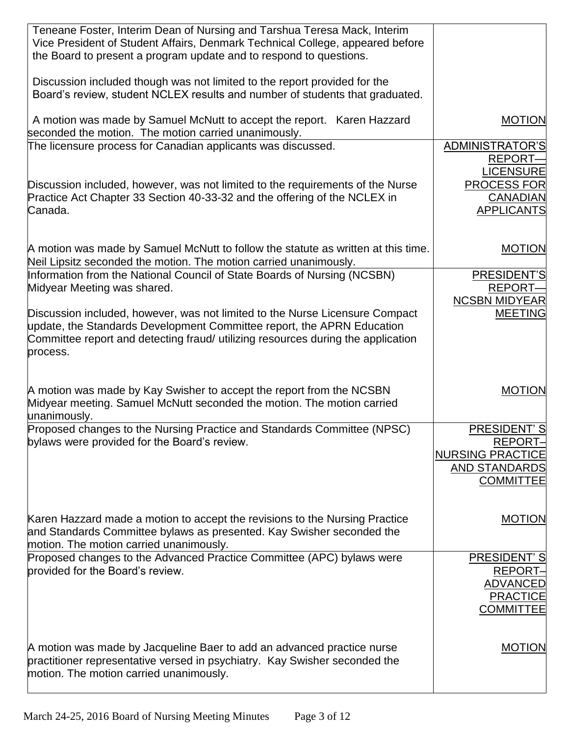| | |
|---|---|
| Teneane Foster, Interim Dean of Nursing and Tarshua Teresa Mack, Interim Vice President of Student Affairs, Denmark Technical College, appeared before the Board to present a program update and to respond to questions.<br><br>Discussion included though was not limited to the report provided for the Board's review, student NCLEX results and number of students that graduated.<br><br>A motion was made by Samuel McNutt to accept the report. Karen Hazzard seconded the motion. The motion carried unanimously. | MOTION |
| The licensure process for Canadian applicants was discussed.<br><br>Discussion included, however, was not limited to the requirements of the Nurse Practice Act Chapter 33 Section 40-33-32 and the offering of the NCLEX in Canada. | ADMINISTRATOR'S REPORT— LICENSURE PROCESS FOR CANADIAN APPLICANTS |
| A motion was made by Samuel McNutt to follow the statute as written at this time. Neil Lipsitz seconded the motion. The motion carried unanimously. | MOTION |
| Information from the National Council of State Boards of Nursing (NCSBN) Midyear Meeting was shared.<br><br>Discussion included, however, was not limited to the Nurse Licensure Compact update, the Standards Development Committee report, the APRN Education Committee report and detecting fraud/ utilizing resources during the application process. | PRESIDENT'S REPORT— NCSBN MIDYEAR MEETING |
| A motion was made by Kay Swisher to accept the report from the NCSBN Midyear meeting. Samuel McNutt seconded the motion. The motion carried unanimously. | MOTION |
| Proposed changes to the Nursing Practice and Standards Committee (NPSC) bylaws were provided for the Board's review. | PRESIDENT' S REPORT– NURSING PRACTICE AND STANDARDS COMMITTEE |
| Karen Hazzard made a motion to accept the revisions to the Nursing Practice and Standards Committee bylaws as presented. Kay Swisher seconded the motion. The motion carried unanimously. | MOTION |
| Proposed changes to the Advanced Practice Committee (APC) bylaws were provided for the Board's review. | PRESIDENT' S REPORT– ADVANCED PRACTICE COMMITTEE |
| A motion was made by Jacqueline Baer to add an advanced practice nurse practitioner representative versed in psychiatry. Kay Swisher seconded the motion. The motion carried unanimously. | MOTION |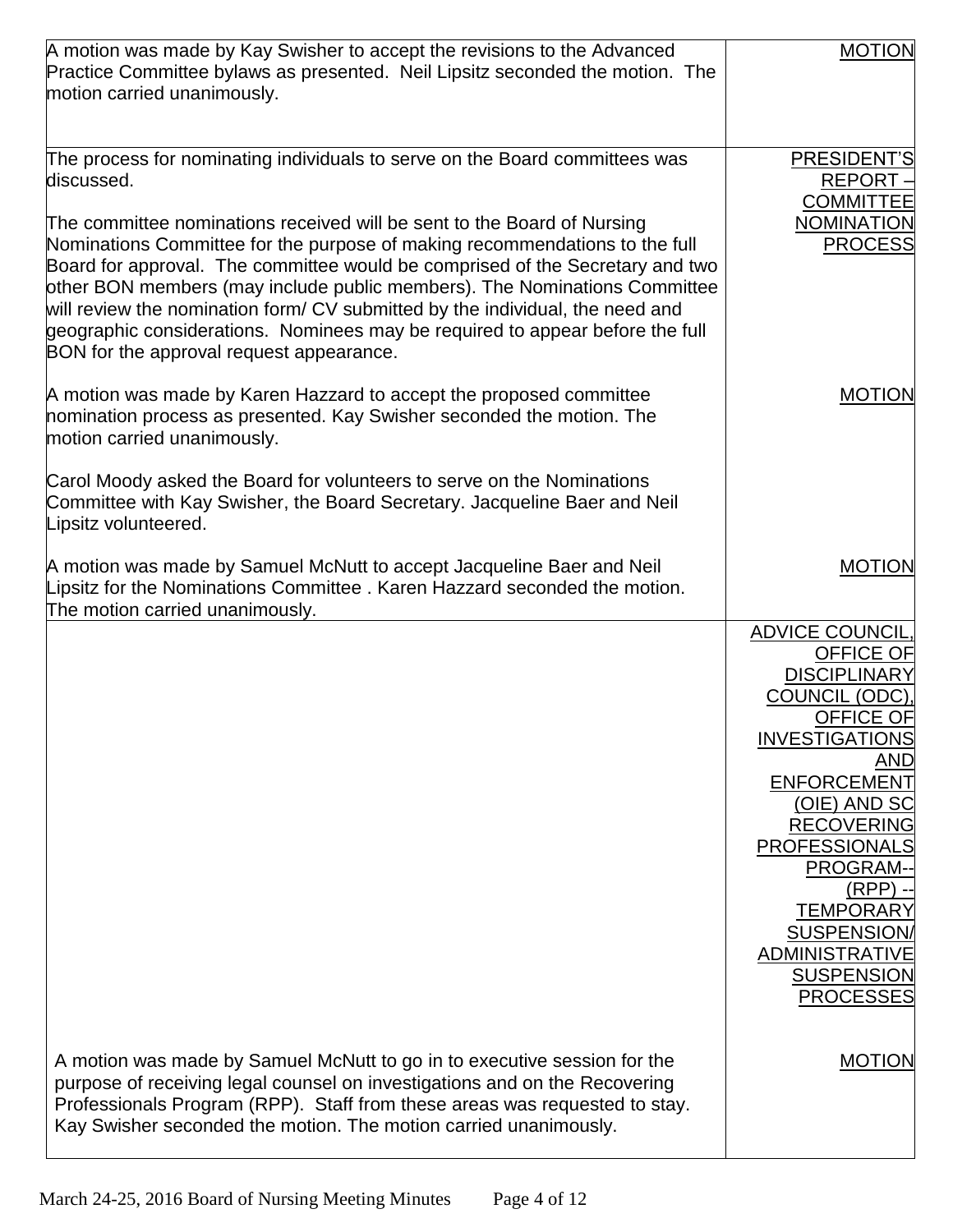| | |
|---|---|
| A motion was made by Kay Swisher to accept the revisions to the Advanced Practice Committee bylaws as presented. Neil Lipsitz seconded the motion. The motion carried unanimously. | MOTION |
| The process for nominating individuals to serve on the Board committees was discussed.<br><br>The committee nominations received will be sent to the Board of Nursing Nominations Committee for the purpose of making recommendations to the full Board for approval. The committee would be comprised of the Secretary and two other BON members (may include public members). The Nominations Committee will review the nomination form/ CV submitted by the individual, the need and geographic considerations. Nominees may be required to appear before the full BON for the approval request appearance. | PRESIDENT'S REPORT – COMMITTEE NOMINATION PROCESS |
| A motion was made by Karen Hazzard to accept the proposed committee nomination process as presented. Kay Swisher seconded the motion. The motion carried unanimously.<br><br>Carol Moody asked the Board for volunteers to serve on the Nominations Committee with Kay Swisher, the Board Secretary. Jacqueline Baer and Neil Lipsitz volunteered. | MOTION |
| A motion was made by Samuel McNutt to accept Jacqueline Baer and Neil Lipsitz for the Nominations Committee . Karen Hazzard seconded the motion. The motion carried unanimously. | MOTION |
| | ADVICE COUNCIL, OFFICE OF DISCIPLINARY COUNCIL (ODC), OFFICE OF INVESTIGATIONS AND ENFORCEMENT (OIE) AND SC RECOVERING PROFESSIONALS PROGRAM-- (RPP) -- TEMPORARY SUSPENSION/ ADMINISTRATIVE SUSPENSION PROCESSES |
| A motion was made by Samuel McNutt to go in to executive session for the purpose of receiving legal counsel on investigations and on the Recovering Professionals Program (RPP). Staff from these areas was requested to stay. Kay Swisher seconded the motion. The motion carried unanimously. | MOTION |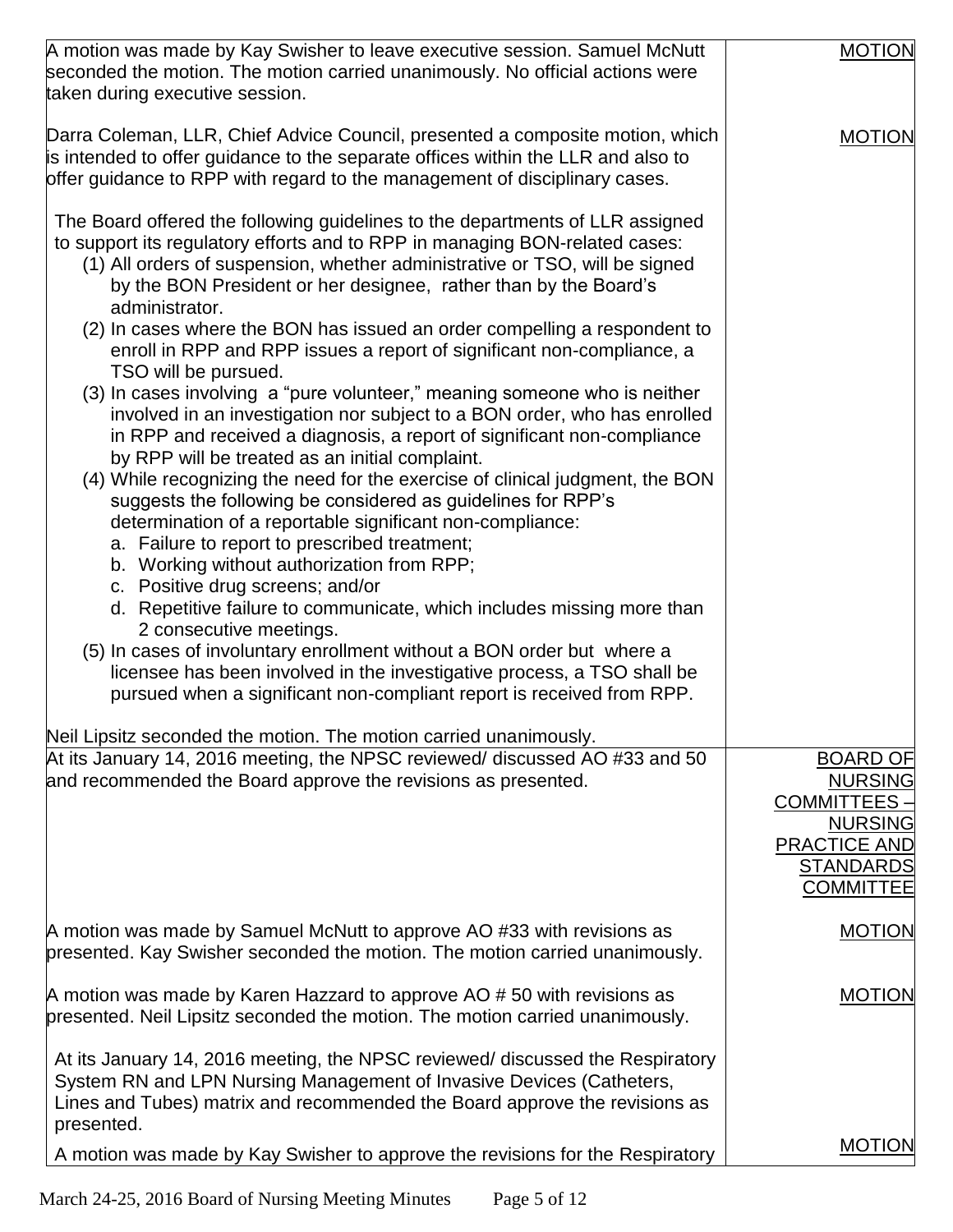| | |
|---|---|
| A motion was made by Kay Swisher to leave executive session. Samuel McNutt seconded the motion. The motion carried unanimously. No official actions were taken during executive session. | MOTION |
| Darra Coleman, LLR, Chief Advice Council, presented a composite motion, which is intended to offer guidance to the separate offices within the LLR and also to offer guidance to RPP with regard to the management of disciplinary cases.<br><br>The Board offered the following guidelines to the departments of LLR assigned to support its regulatory efforts and to RPP in managing BON-related cases:<br>(1) All orders of suspension, whether administrative or TSO, will be signed by the BON President or her designee, rather than by the Board's administrator.<br>(2) In cases where the BON has issued an order compelling a respondent to enroll in RPP and RPP issues a report of significant non-compliance, a TSO will be pursued.<br>(3) In cases involving a "pure volunteer," meaning someone who is neither involved in an investigation nor subject to a BON order, who has enrolled in RPP and received a diagnosis, a report of significant non-compliance by RPP will be treated as an initial complaint.<br>(4) While recognizing the need for the exercise of clinical judgment, the BON suggests the following be considered as guidelines for RPP's determination of a reportable significant non-compliance:<br>a. Failure to report to prescribed treatment;<br>b. Working without authorization from RPP;<br>c. Positive drug screens; and/or<br>d. Repetitive failure to communicate, which includes missing more than 2 consecutive meetings.<br>(5) In cases of involuntary enrollment without a BON order but where a licensee has been involved in the investigative process, a TSO shall be pursued when a significant non-compliant report is received from RPP.<br><br>Neil Lipsitz seconded the motion. The motion carried unanimously. | MOTION |
| At its January 14, 2016 meeting, the NPSC reviewed/ discussed AO #33 and 50 and recommended the Board approve the revisions as presented. | BOARD OF NURSING COMMITTEES – NURSING PRACTICE AND STANDARDS COMMITTEE |
| A motion was made by Samuel McNutt to approve AO #33 with revisions as presented. Kay Swisher seconded the motion. The motion carried unanimously. | MOTION |
| A motion was made by Karen Hazzard to approve AO # 50 with revisions as presented. Neil Lipsitz seconded the motion. The motion carried unanimously. | MOTION |
| At its January 14, 2016 meeting, the NPSC reviewed/ discussed the Respiratory System RN and LPN Nursing Management of Invasive Devices (Catheters, Lines and Tubes) matrix and recommended the Board approve the revisions as presented. | |
| A motion was made by Kay Swisher to approve the revisions for the Respiratory | MOTION |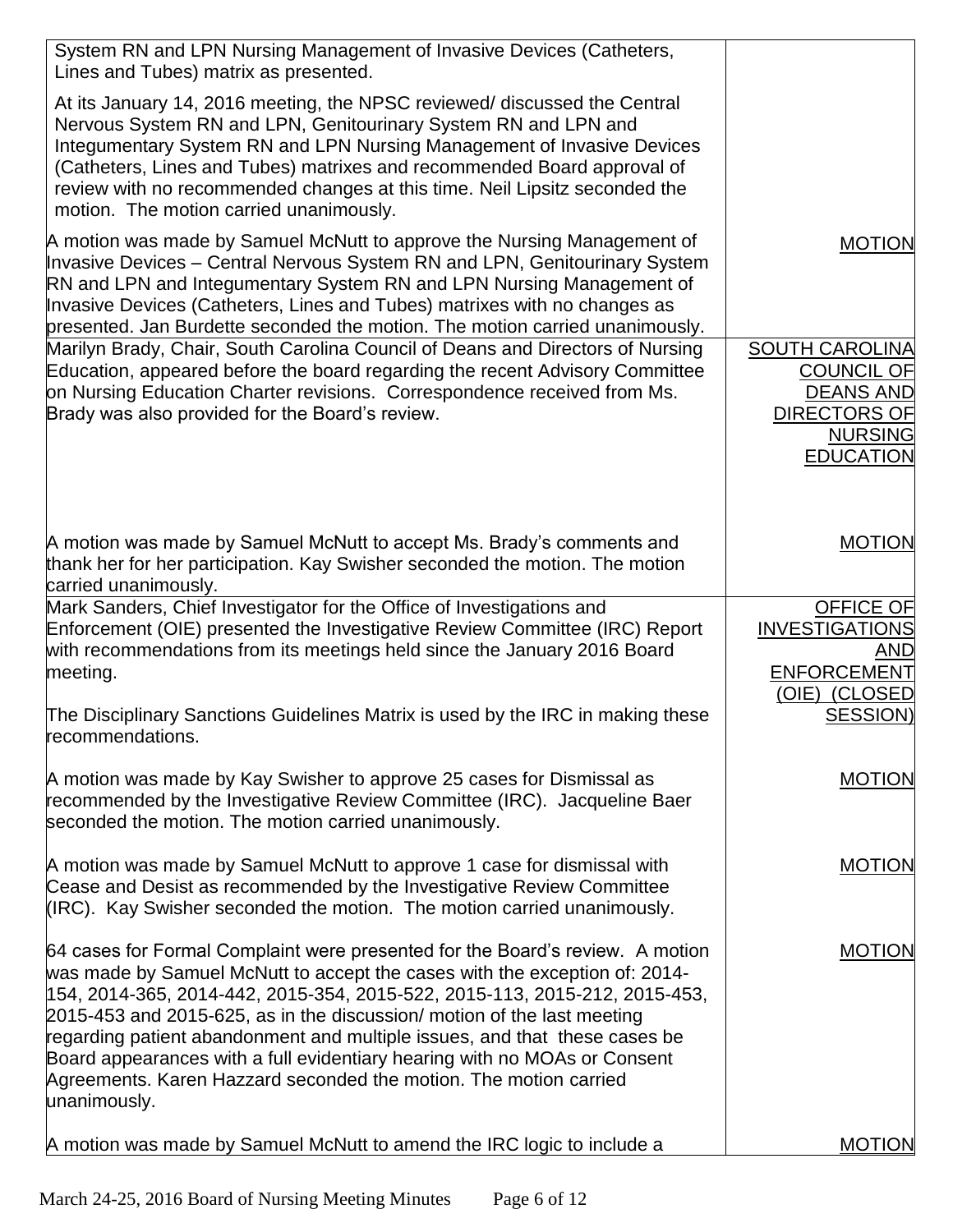| | |
|---|---|
| System RN and LPN Nursing Management of Invasive Devices (Catheters, Lines and Tubes) matrix as presented.<br><br>At its January 14, 2016 meeting, the NPSC reviewed/ discussed the Central Nervous System RN and LPN, Genitourinary System RN and LPN and Integumentary System RN and LPN Nursing Management of Invasive Devices (Catheters, Lines and Tubes) matrixes and recommended Board approval of review with no recommended changes at this time. Neil Lipsitz seconded the motion. The motion carried unanimously.<br><br>A motion was made by Samuel McNutt to approve the Nursing Management of Invasive Devices – Central Nervous System RN and LPN, Genitourinary System RN and LPN and Integumentary System RN and LPN Nursing Management of Invasive Devices (Catheters, Lines and Tubes) matrixes with no changes as presented. Jan Burdette seconded the motion. The motion carried unanimously. | <br><br><br><br><br><br><br><br>MOTION |
| Marilyn Brady, Chair, South Carolina Council of Deans and Directors of Nursing Education, appeared before the board regarding the recent Advisory Committee on Nursing Education Charter revisions. Correspondence received from Ms. Brady was also provided for the Board's review.<br><br>A motion was made by Samuel McNutt to accept Ms. Brady's comments and thank her for her participation. Kay Swisher seconded the motion. The motion carried unanimously. | SOUTH CAROLINA COUNCIL OF DEANS AND DIRECTORS OF NURSING EDUCATION<br><br><br><br>MOTION |
| Mark Sanders, Chief Investigator for the Office of Investigations and Enforcement (OIE) presented the Investigative Review Committee (IRC) Report with recommendations from its meetings held since the January 2016 Board meeting.<br><br>The Disciplinary Sanctions Guidelines Matrix is used by the IRC in making these recommendations.<br><br>A motion was made by Kay Swisher to approve 25 cases for Dismissal as recommended by the Investigative Review Committee (IRC). Jacqueline Baer seconded the motion. The motion carried unanimously.<br><br>A motion was made by Samuel McNutt to approve 1 case for dismissal with Cease and Desist as recommended by the Investigative Review Committee (IRC). Kay Swisher seconded the motion. The motion carried unanimously.<br><br>64 cases for Formal Complaint were presented for the Board's review. A motion was made by Samuel McNutt to accept the cases with the exception of: 2014-154, 2014-365, 2014-442, 2015-354, 2015-522, 2015-113, 2015-212, 2015-453, 2015-453 and 2015-625, as in the discussion/ motion of the last meeting regarding patient abandonment and multiple issues, and that these cases be Board appearances with a full evidentiary hearing with no MOAs or Consent Agreements. Karen Hazzard seconded the motion. The motion carried unanimously.<br><br>A motion was made by Samuel McNutt to amend the IRC logic to include a | OFFICE OF INVESTIGATIONS AND ENFORCEMENT (OIE) (CLOSED SESSION)<br><br><br><br>MOTION<br><br><br><br>MOTION<br><br><br><br>MOTION<br><br><br><br><br><br><br><br>MOTION |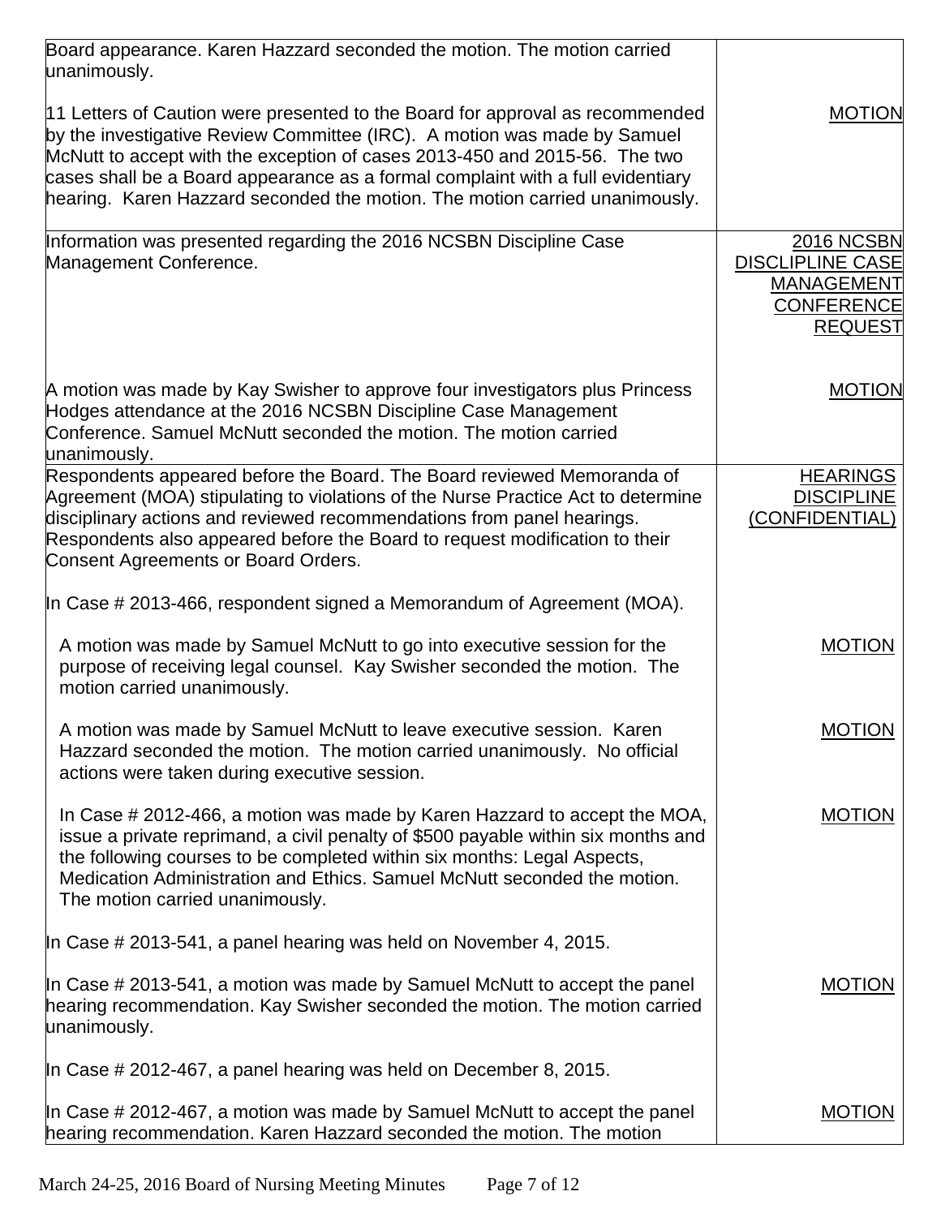| | |
|---|---|
| Board appearance. Karen Hazzard seconded the motion. The motion carried unanimously.<br><br>11 Letters of Caution were presented to the Board for approval as recommended by the investigative Review Committee (IRC). A motion was made by Samuel McNutt to accept with the exception of cases 2013-450 and 2015-56. The two cases shall be a Board appearance as a formal complaint with a full evidentiary hearing. Karen Hazzard seconded the motion. The motion carried unanimously. | <br><br><br>MOTION |
| Information was presented regarding the 2016 NCSBN Discipline Case Management Conference.<br><br><br><br><br>A motion was made by Kay Swisher to approve four investigators plus Princess Hodges attendance at the 2016 NCSBN Discipline Case Management Conference. Samuel McNutt seconded the motion. The motion carried unanimously. | 2016 NCSBN DISCLIPLINE CASE MANAGEMENT CONFERENCE REQUEST<br><br><br>MOTION |
| Respondents appeared before the Board. The Board reviewed Memoranda of Agreement (MOA) stipulating to violations of the Nurse Practice Act to determine disciplinary actions and reviewed recommendations from panel hearings. Respondents also appeared before the Board to request modification to their Consent Agreements or Board Orders.<br><br>In Case # 2013-466, respondent signed a Memorandum of Agreement (MOA).<br><br>A motion was made by Samuel McNutt to go into executive session for the purpose of receiving legal counsel. Kay Swisher seconded the motion. The motion carried unanimously.<br><br>A motion was made by Samuel McNutt to leave executive session. Karen Hazzard seconded the motion. The motion carried unanimously. No official actions were taken during executive session.<br><br>In Case # 2012-466, a motion was made by Karen Hazzard to accept the MOA, issue a private reprimand, a civil penalty of $500 payable within six months and the following courses to be completed within six months: Legal Aspects, Medication Administration and Ethics. Samuel McNutt seconded the motion. The motion carried unanimously.<br><br>In Case # 2013-541, a panel hearing was held on November 4, 2015.<br><br>In Case # 2013-541, a motion was made by Samuel McNutt to accept the panel hearing recommendation. Kay Swisher seconded the motion. The motion carried unanimously.<br><br>In Case # 2012-467, a panel hearing was held on December 8, 2015.<br><br>In Case # 2012-467, a motion was made by Samuel McNutt to accept the panel hearing recommendation. Karen Hazzard seconded the motion. The motion | HEARINGS DISCIPLINE (CONFIDENTIAL)<br><br><br><br><br>MOTION<br><br>MOTION<br><br>MOTION<br><br><br>MOTION<br><br><br>MOTION |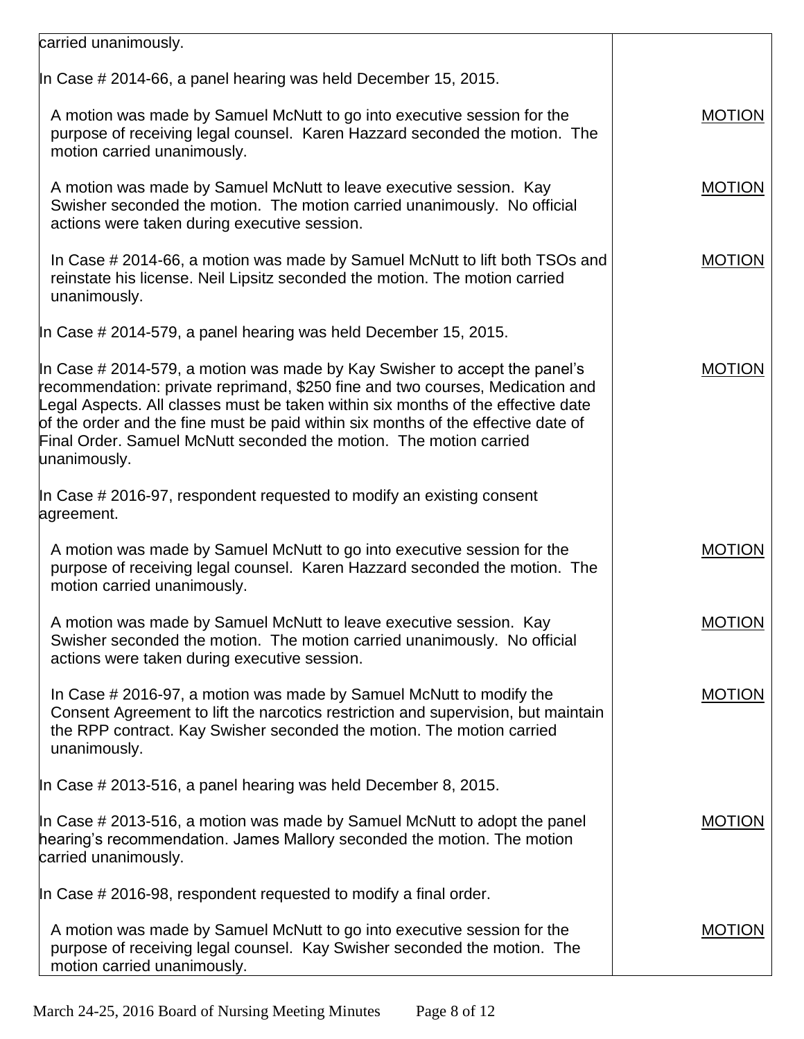| | |
|---|---|
| carried unanimously. | |
| In Case # 2014-66, a panel hearing was held December 15, 2015. | |
| A motion was made by Samuel McNutt to go into executive session for the purpose of receiving legal counsel. Karen Hazzard seconded the motion. The motion carried unanimously. | MOTION |
| A motion was made by Samuel McNutt to leave executive session. Kay Swisher seconded the motion. The motion carried unanimously. No official actions were taken during executive session. | MOTION |
| In Case # 2014-66, a motion was made by Samuel McNutt to lift both TSOs and reinstate his license. Neil Lipsitz seconded the motion. The motion carried unanimously. | MOTION |
| In Case # 2014-579, a panel hearing was held December 15, 2015. | |
| In Case # 2014-579, a motion was made by Kay Swisher to accept the panel's recommendation: private reprimand, \$250 fine and two courses, Medication and Legal Aspects. All classes must be taken within six months of the effective date of the order and the fine must be paid within six months of the effective date of Final Order. Samuel McNutt seconded the motion. The motion carried unanimously. | MOTION |
| In Case # 2016-97, respondent requested to modify an existing consent agreement. | |
| A motion was made by Samuel McNutt to go into executive session for the purpose of receiving legal counsel. Karen Hazzard seconded the motion. The motion carried unanimously. | MOTION |
| A motion was made by Samuel McNutt to leave executive session. Kay Swisher seconded the motion. The motion carried unanimously. No official actions were taken during executive session. | MOTION |
| In Case # 2016-97, a motion was made by Samuel McNutt to modify the Consent Agreement to lift the narcotics restriction and supervision, but maintain the RPP contract. Kay Swisher seconded the motion. The motion carried unanimously. | MOTION |
| In Case # 2013-516, a panel hearing was held December 8, 2015. | |
| In Case # 2013-516, a motion was made by Samuel McNutt to adopt the panel hearing's recommendation. James Mallory seconded the motion. The motion carried unanimously. | MOTION |
| In Case # 2016-98, respondent requested to modify a final order. | |
| A motion was made by Samuel McNutt to go into executive session for the purpose of receiving legal counsel. Kay Swisher seconded the motion. The motion carried unanimously. | MOTION |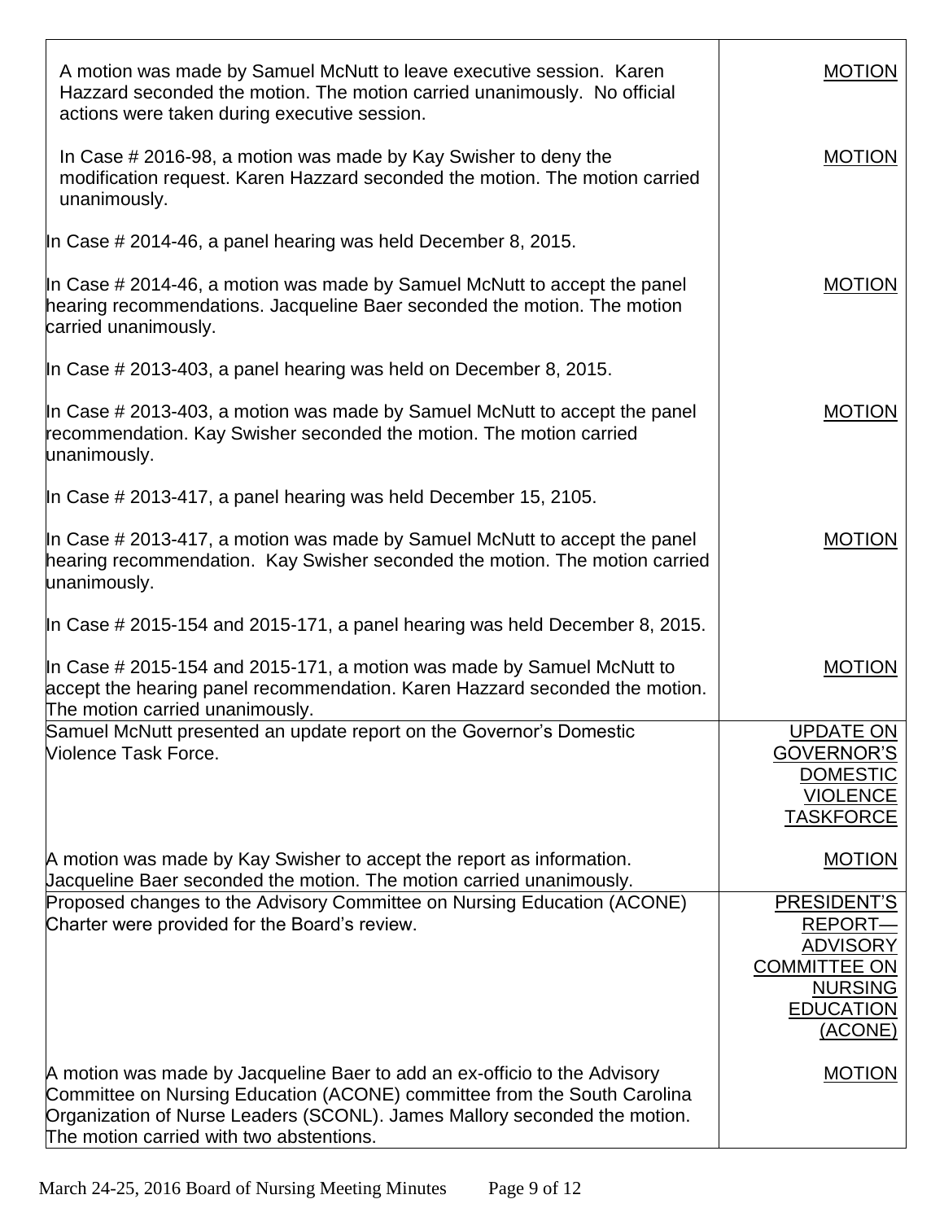| | |
|---|---|
| A motion was made by Samuel McNutt to leave executive session. Karen Hazzard seconded the motion. The motion carried unanimously. No official actions were taken during executive session. | MOTION |
| In Case # 2016-98, a motion was made by Kay Swisher to deny the modification request. Karen Hazzard seconded the motion. The motion carried unanimously. | MOTION |
| In Case # 2014-46, a panel hearing was held December 8, 2015. | |
| In Case # 2014-46, a motion was made by Samuel McNutt to accept the panel hearing recommendations. Jacqueline Baer seconded the motion. The motion carried unanimously. | MOTION |
| In Case # 2013-403, a panel hearing was held on December 8, 2015. | |
| In Case # 2013-403, a motion was made by Samuel McNutt to accept the panel recommendation. Kay Swisher seconded the motion. The motion carried unanimously. | MOTION |
| In Case # 2013-417, a panel hearing was held December 15, 2105. | |
| In Case # 2013-417, a motion was made by Samuel McNutt to accept the panel hearing recommendation. Kay Swisher seconded the motion. The motion carried unanimously. | MOTION |
| In Case # 2015-154 and 2015-171, a panel hearing was held December 8, 2015. | |
| In Case # 2015-154 and 2015-171, a motion was made by Samuel McNutt to accept the hearing panel recommendation. Karen Hazzard seconded the motion. The motion carried unanimously. | MOTION |
| Samuel McNutt presented an update report on the Governor's Domestic Violence Task Force. | UPDATE ON GOVERNOR'S DOMESTIC VIOLENCE TASKFORCE |
| A motion was made by Kay Swisher to accept the report as information. Jacqueline Baer seconded the motion. The motion carried unanimously. | MOTION |
| Proposed changes to the Advisory Committee on Nursing Education (ACONE) Charter were provided for the Board's review. | PRESIDENT'S REPORT—ADVISORY COMMITTEE ON NURSING EDUCATION (ACONE) |
| A motion was made by Jacqueline Baer to add an ex-officio to the Advisory Committee on Nursing Education (ACONE) committee from the South Carolina Organization of Nurse Leaders (SCONL). James Mallory seconded the motion. The motion carried with two abstentions. | MOTION |

March 24-25, 2016 Board of Nursing Meeting Minutes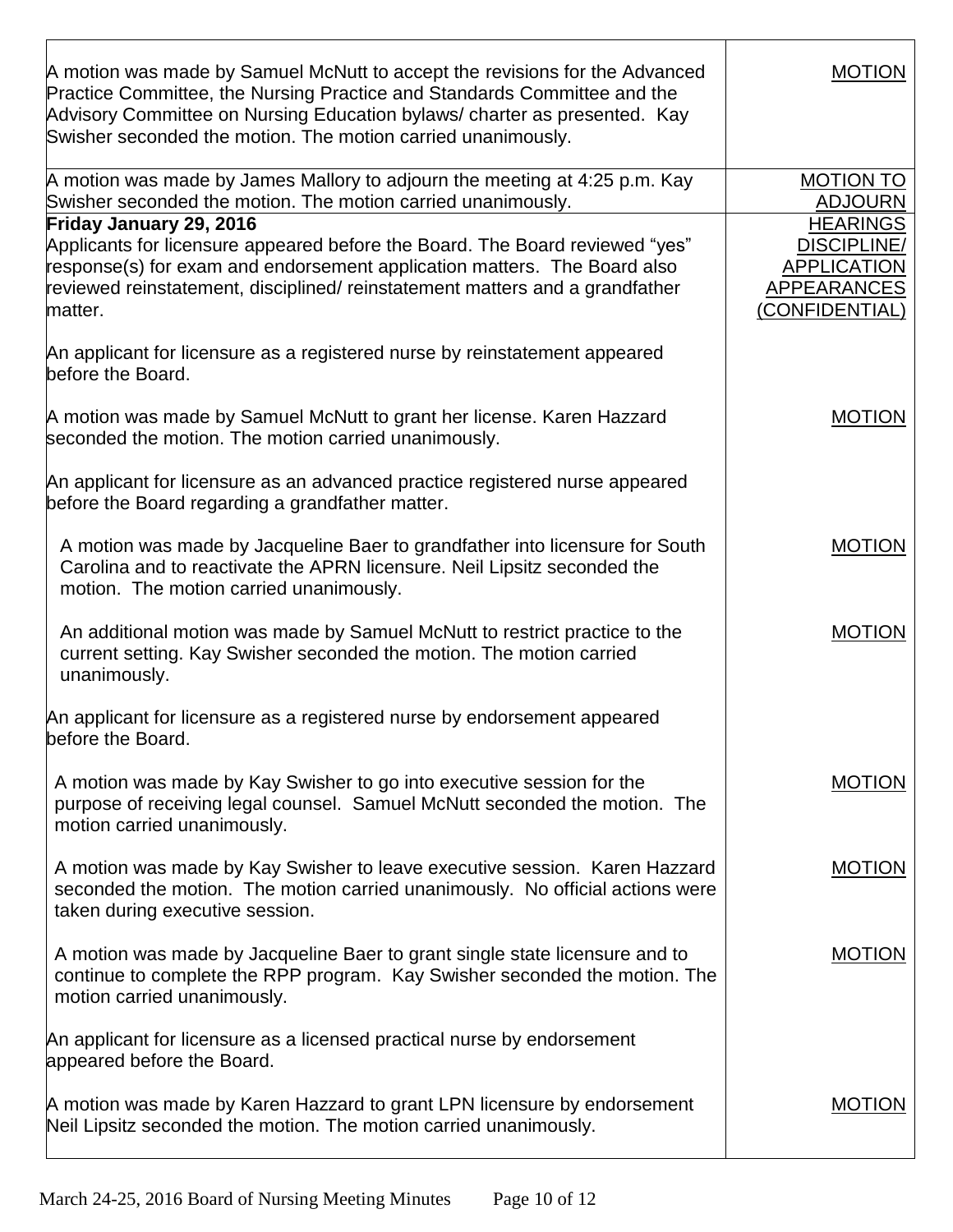| | |
|---|---|
| A motion was made by Samuel McNutt to accept the revisions for the Advanced Practice Committee, the Nursing Practice and Standards Committee and the Advisory Committee on Nursing Education bylaws/ charter as presented. Kay Swisher seconded the motion. The motion carried unanimously. | MOTION |
| A motion was made by James Mallory to adjourn the meeting at 4:25 p.m. Kay Swisher seconded the motion. The motion carried unanimously. | MOTION TO ADJOURN |
| **Friday January 29, 2016**<br>Applicants for licensure appeared before the Board. The Board reviewed "yes" response(s) for exam and endorsement application matters. The Board also reviewed reinstatement, disciplined/ reinstatement matters and a grandfather matter.<br><br>An applicant for licensure as a registered nurse by reinstatement appeared before the Board. | HEARINGS DISCIPLINE/ APPLICATION APPEARANCES (CONFIDENTIAL) |
| A motion was made by Samuel McNutt to grant her license. Karen Hazzard seconded the motion. The motion carried unanimously.<br><br>An applicant for licensure as an advanced practice registered nurse appeared before the Board regarding a grandfather matter. | MOTION |
| A motion was made by Jacqueline Baer to grandfather into licensure for South Carolina and to reactivate the APRN licensure. Neil Lipsitz seconded the motion. The motion carried unanimously. | MOTION |
| An additional motion was made by Samuel McNutt to restrict practice to the current setting. Kay Swisher seconded the motion. The motion carried unanimously.<br><br>An applicant for licensure as a registered nurse by endorsement appeared before the Board. | MOTION |
| A motion was made by Kay Swisher to go into executive session for the purpose of receiving legal counsel. Samuel McNutt seconded the motion. The motion carried unanimously. | MOTION |
| A motion was made by Kay Swisher to leave executive session. Karen Hazzard seconded the motion. The motion carried unanimously. No official actions were taken during executive session. | MOTION |
| A motion was made by Jacqueline Baer to grant single state licensure and to continue to complete the RPP program. Kay Swisher seconded the motion. The motion carried unanimously.<br><br>An applicant for licensure as a licensed practical nurse by endorsement appeared before the Board. | MOTION |
| A motion was made by Karen Hazzard to grant LPN licensure by endorsement Neil Lipsitz seconded the motion. The motion carried unanimously. | MOTION |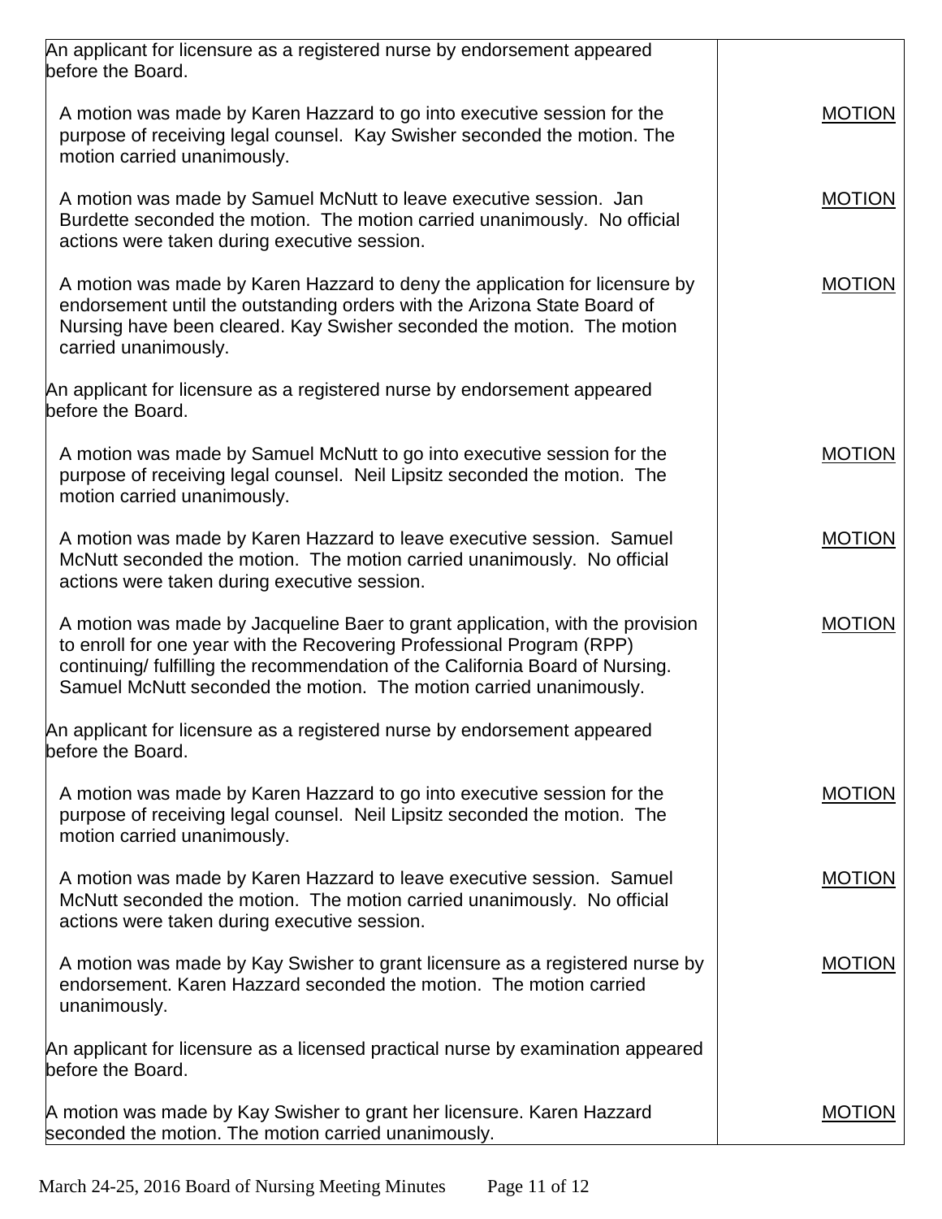| | |
|---|---|
| An applicant for licensure as a registered nurse by endorsement appeared before the Board. | |
| A motion was made by Karen Hazzard to go into executive session for the purpose of receiving legal counsel. Kay Swisher seconded the motion. The motion carried unanimously. | MOTION |
| A motion was made by Samuel McNutt to leave executive session. Jan Burdette seconded the motion. The motion carried unanimously. No official actions were taken during executive session. | MOTION |
| A motion was made by Karen Hazzard to deny the application for licensure by endorsement until the outstanding orders with the Arizona State Board of Nursing have been cleared. Kay Swisher seconded the motion. The motion carried unanimously. | MOTION |
| An applicant for licensure as a registered nurse by endorsement appeared before the Board. | |
| A motion was made by Samuel McNutt to go into executive session for the purpose of receiving legal counsel. Neil Lipsitz seconded the motion. The motion carried unanimously. | MOTION |
| A motion was made by Karen Hazzard to leave executive session. Samuel McNutt seconded the motion. The motion carried unanimously. No official actions were taken during executive session. | MOTION |
| A motion was made by Jacqueline Baer to grant application, with the provision to enroll for one year with the Recovering Professional Program (RPP) continuing/ fulfilling the recommendation of the California Board of Nursing. Samuel McNutt seconded the motion. The motion carried unanimously. | MOTION |
| An applicant for licensure as a registered nurse by endorsement appeared before the Board. | |
| A motion was made by Karen Hazzard to go into executive session for the purpose of receiving legal counsel. Neil Lipsitz seconded the motion. The motion carried unanimously. | MOTION |
| A motion was made by Karen Hazzard to leave executive session. Samuel McNutt seconded the motion. The motion carried unanimously. No official actions were taken during executive session. | MOTION |
| A motion was made by Kay Swisher to grant licensure as a registered nurse by endorsement. Karen Hazzard seconded the motion. The motion carried unanimously. | MOTION |
| An applicant for licensure as a licensed practical nurse by examination appeared before the Board. | |
| A motion was made by Kay Swisher to grant her licensure. Karen Hazzard seconded the motion. The motion carried unanimously. | MOTION |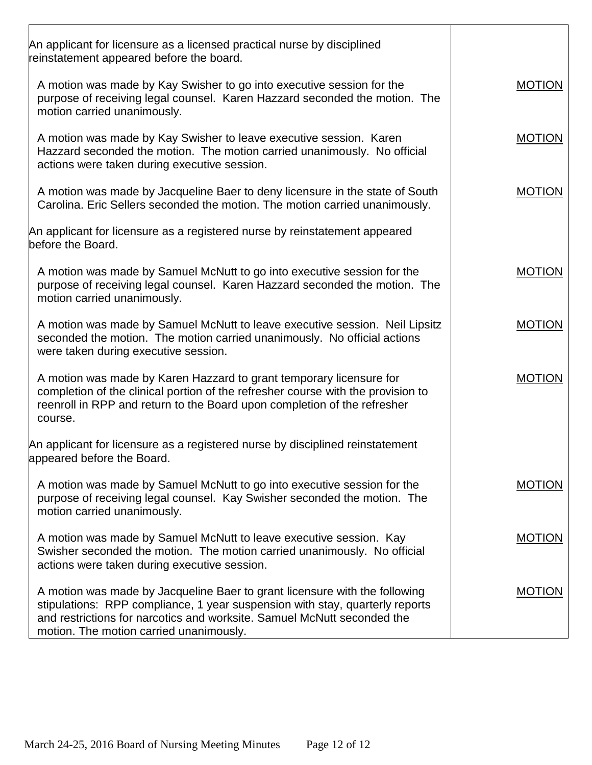| | |
|---|---|
| An applicant for licensure as a licensed practical nurse by disciplined reinstatement appeared before the board. | |
| A motion was made by Kay Swisher to go into executive session for the purpose of receiving legal counsel. Karen Hazzard seconded the motion. The motion carried unanimously. | MOTION |
| A motion was made by Kay Swisher to leave executive session. Karen Hazzard seconded the motion. The motion carried unanimously. No official actions were taken during executive session. | MOTION |
| A motion was made by Jacqueline Baer to deny licensure in the state of South Carolina. Eric Sellers seconded the motion. The motion carried unanimously. | MOTION |
| An applicant for licensure as a registered nurse by reinstatement appeared before the Board. | |
| A motion was made by Samuel McNutt to go into executive session for the purpose of receiving legal counsel. Karen Hazzard seconded the motion. The motion carried unanimously. | MOTION |
| A motion was made by Samuel McNutt to leave executive session. Neil Lipsitz seconded the motion. The motion carried unanimously. No official actions were taken during executive session. | MOTION |
| A motion was made by Karen Hazzard to grant temporary licensure for completion of the clinical portion of the refresher course with the provision to reenroll in RPP and return to the Board upon completion of the refresher course. | MOTION |
| An applicant for licensure as a registered nurse by disciplined reinstatement appeared before the Board. | |
| A motion was made by Samuel McNutt to go into executive session for the purpose of receiving legal counsel. Kay Swisher seconded the motion. The motion carried unanimously. | MOTION |
| A motion was made by Samuel McNutt to leave executive session. Kay Swisher seconded the motion. The motion carried unanimously. No official actions were taken during executive session. | MOTION |
| A motion was made by Jacqueline Baer to grant licensure with the following stipulations: RPP compliance, 1 year suspension with stay, quarterly reports and restrictions for narcotics and worksite. Samuel McNutt seconded the motion. The motion carried unanimously. | MOTION |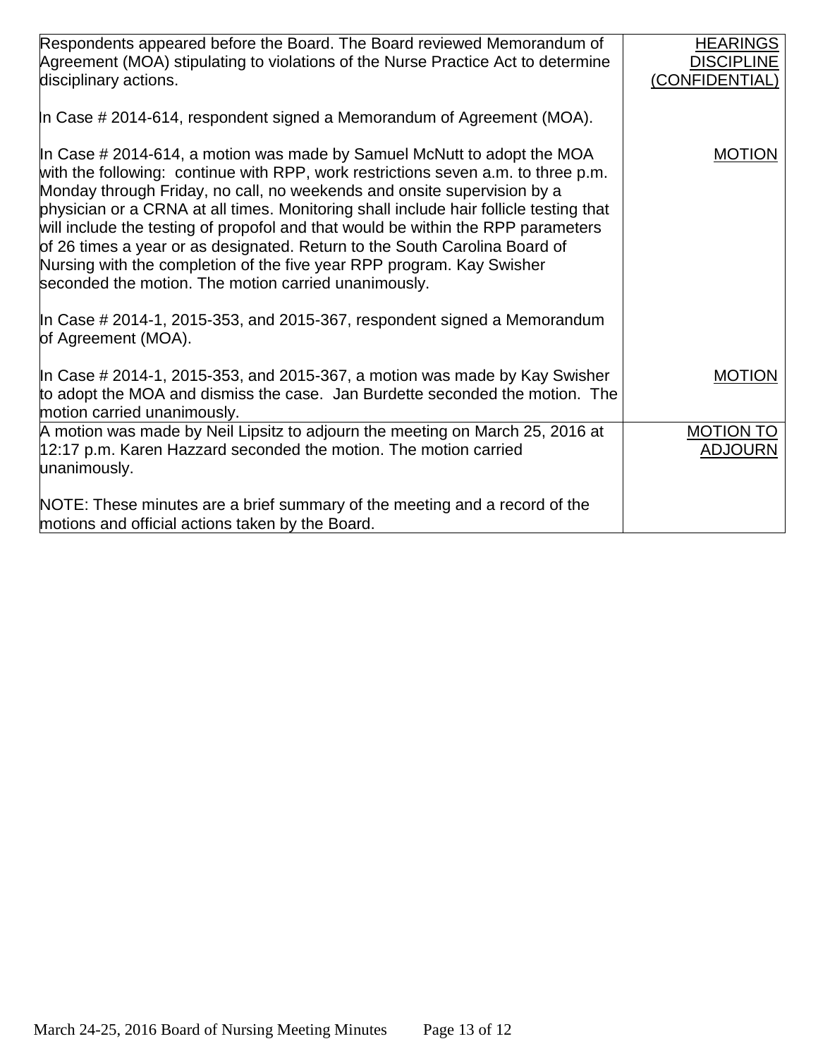| | |
|---|---|
| Respondents appeared before the Board. The Board reviewed Memorandum of Agreement (MOA) stipulating to violations of the Nurse Practice Act to determine disciplinary actions.<br><br>In Case # 2014-614, respondent signed a Memorandum of Agreement (MOA). | HEARINGS DISCIPLINE (CONFIDENTIAL) |
| In Case # 2014-614, a motion was made by Samuel McNutt to adopt the MOA with the following: continue with RPP, work restrictions seven a.m. to three p.m. Monday through Friday, no call, no weekends and onsite supervision by a physician or a CRNA at all times. Monitoring shall include hair follicle testing that will include the testing of propofol and that would be within the RPP parameters of 26 times a year or as designated. Return to the South Carolina Board of Nursing with the completion of the five year RPP program. Kay Swisher seconded the motion. The motion carried unanimously.<br><br>In Case # 2014-1, 2015-353, and 2015-367, respondent signed a Memorandum of Agreement (MOA). | MOTION |
| In Case # 2014-1, 2015-353, and 2015-367, a motion was made by Kay Swisher to adopt the MOA and dismiss the case. Jan Burdette seconded the motion. The motion carried unanimously. | MOTION |
| A motion was made by Neil Lipsitz to adjourn the meeting on March 25, 2016 at 12:17 p.m. Karen Hazzard seconded the motion. The motion carried unanimously.<br><br>NOTE: These minutes are a brief summary of the meeting and a record of the motions and official actions taken by the Board. | MOTION TO ADJOURN |